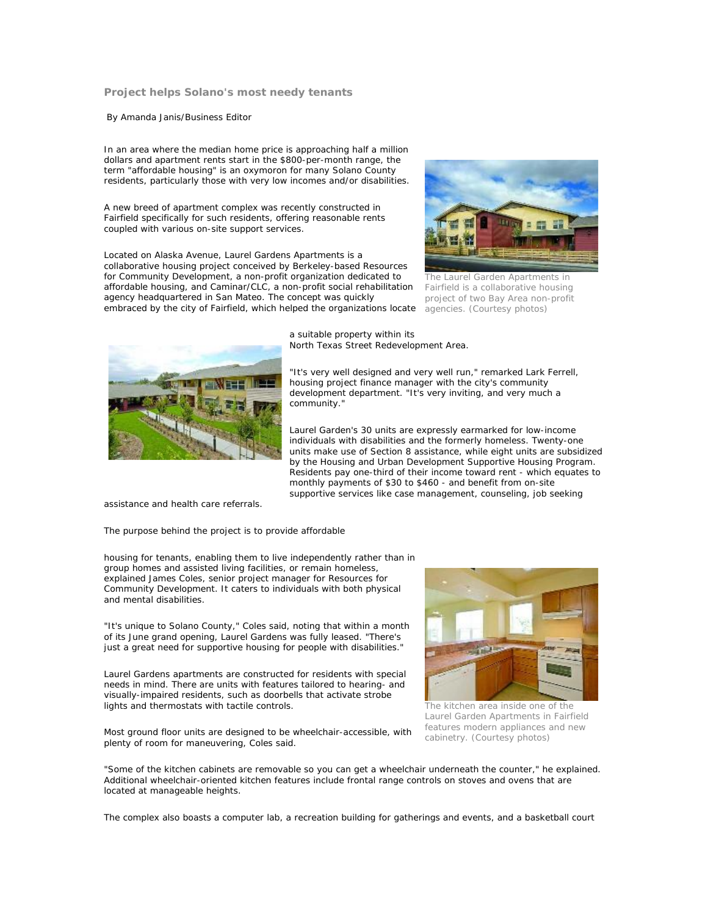## Project helps Solano's most needy tenants

By Amanda Janis/Business Editor

In an area where the median home price is approaching half a million dollars and apartment rents start in the $800-per-month range, the term "affordable housing" is an oxymoron for many Solano County residents, particularly those with very low incomes and/or disabilities.

A new breed of apartment complex was recently constructed in Fairfield specifically for such residents, offering reasonable rents coupled with various on-site support services.

Located on Alaska Avenue, Laurel Gardens Apartments is a collaborative housing project conceived by Berkeley-based Resources for Community Development, a non-profit organization dedicated to affordable housing, and Caminar/CLC, a non-profit social rehabilitation agency headquartered in San Mateo. The concept was quickly embraced by the city of Fairfield, which helped the organizations locate a suitable property within its North Texas Street Redevelopment Area.

The Laurel Garden Apartments in Fairfield is a collaborative housing project of two Bay Area non-profit agencies. (Courtesy photos)

"It's very well designed and very well run," remarked Lark Ferrell, housing project finance manager with the city's community development department. "It's very inviting, and very much a community."

Laurel Garden's 30 units are expressly earmarked for low-income individuals with disabilities and the formerly homeless. Twenty-one units make use of Section 8 assistance, while eight units are subsidized by the Housing and Urban Development Supportive Housing Program. Residents pay one-third of their income toward rent - which equates to monthly payments of $30 to $460 - and benefit from on-site supportive services like case management, counseling, job seeking assistance and health care referrals.

The purpose behind the project is to provide affordable housing for tenants, enabling them to live independently rather than in group homes and assisted living facilities, or remain homeless, explained James Coles, senior project manager for Resources for Community Development. It caters to individuals with both physical and mental disabilities.

"It's unique to Solano County," Coles said, noting that within a month of its June grand opening, Laurel Gardens was fully leased. "There's just a great need for supportive housing for people with disabilities."

Laurel Gardens apartments are constructed for residents with special needs in mind. There are units with features tailored to hearing- and visually-impaired residents, such as doorbells that activate strobe lights and thermostats with tactile controls.

Most ground floor units are designed to be wheelchair-accessible, with plenty of room for maneuvering, Coles said.

The kitchen area inside one of the Laurel Garden Apartments in Fairfield features modern appliances and new cabinetry. (Courtesy photos)

"Some of the kitchen cabinets are removable so you can get a wheelchair underneath the counter," he explained. Additional wheelchair-oriented kitchen features include frontal range controls on stoves and ovens that are located at manageable heights.

The complex also boasts a computer lab, a recreation building for gatherings and events, and a basketball court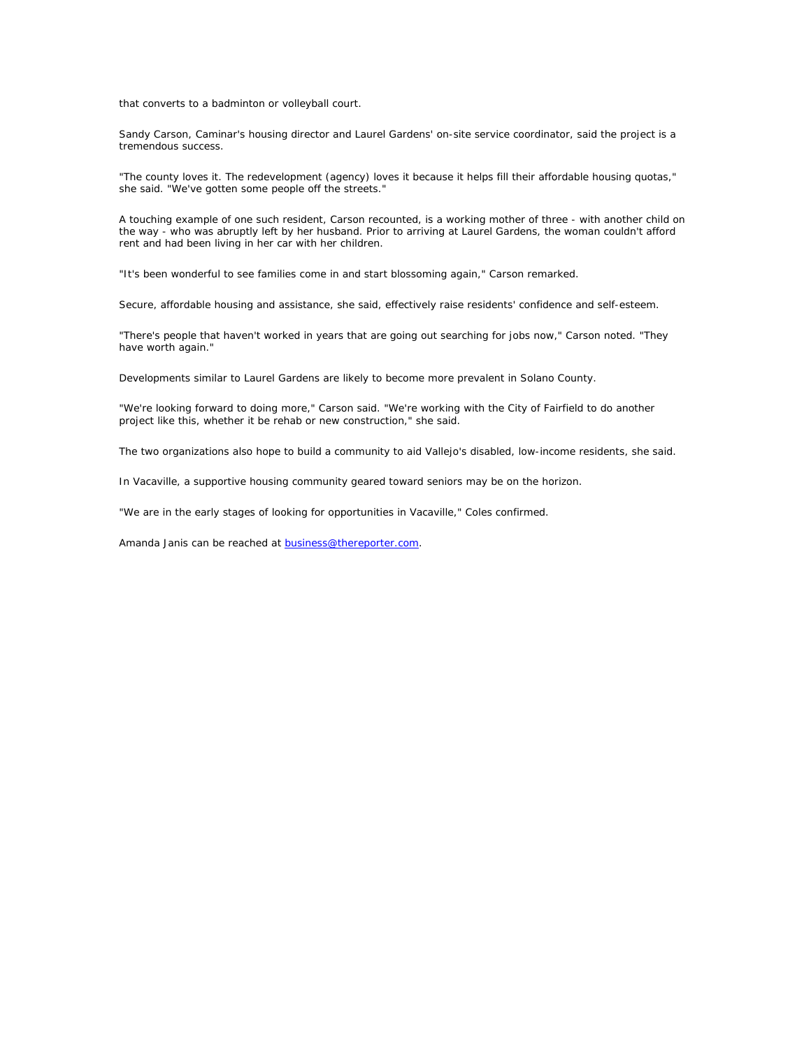that converts to a badminton or volleyball court.

Sandy Carson, Caminar's housing director and Laurel Gardens' on-site service coordinator, said the project is a tremendous success.

"The county loves it. The redevelopment (agency) loves it because it helps fill their affordable housing quotas," she said. "We've gotten some people off the streets."

A touching example of one such resident, Carson recounted, is a working mother of three - with another child on the way - who was abruptly left by her husband. Prior to arriving at Laurel Gardens, the woman couldn't afford rent and had been living in her car with her children.

"It's been wonderful to see families come in and start blossoming again," Carson remarked.

Secure, affordable housing and assistance, she said, effectively raise residents' confidence and self-esteem.

"There's people that haven't worked in years that are going out searching for jobs now," Carson noted. "They have worth again."

Developments similar to Laurel Gardens are likely to become more prevalent in Solano County.

"We're looking forward to doing more," Carson said. "We're working with the City of Fairfield to do another project like this, whether it be rehab or new construction," she said.

The two organizations also hope to build a community to aid Vallejo's disabled, low-income residents, she said.

In Vacaville, a supportive housing community geared toward seniors may be on the horizon.

"We are in the early stages of looking for opportunities in Vacaville," Coles confirmed.

Amanda Janis can be reached at business@thereporter.com.